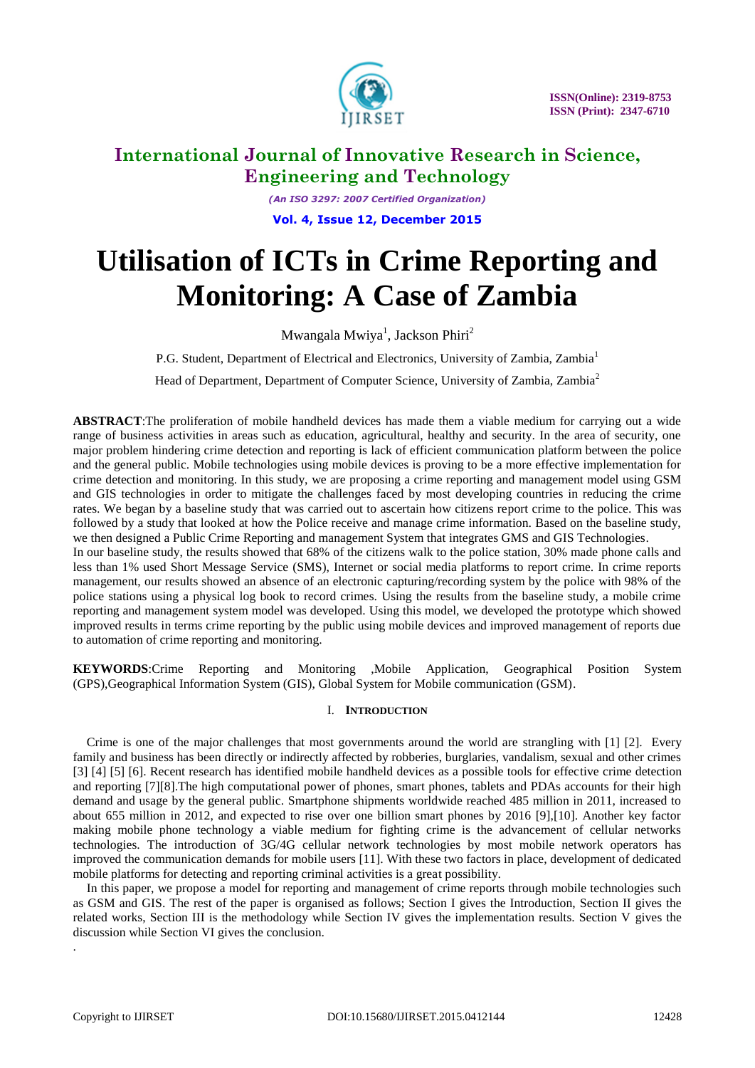# International Journal of Innovative Research in Science, Engineering and Technology

*(An ISO 3297: 2007 Certified Organization)*

**Vol. 4, Issue 12, December 2015**

# Utilisation of ICTs in Crime Reporting and Monitoring: A Case of Zambia

Mwangala Mwiya[1], Jackson Phiri[2]

P.G. Student, Department of Electrical and Electronics, University of Zambia, Zambia[1]

Head of Department, Department of Computer Science, University of Zambia, Zambia[2]

**ABSTRACT**:The proliferation of mobile handheld devices has made them a viable medium for carrying out a wide range of business activities in areas such as education, agricultural, healthy and security. In the area of security, one major problem hindering crime detection and reporting is lack of efficient communication platform between the police and the general public. Mobile technologies using mobile devices is proving to be a more effective implementation for crime detection and monitoring. In this study, we are proposing a crime reporting and management model using GSM and GIS technologies in order to mitigate the challenges faced by most developing countries in reducing the crime rates. We began by a baseline study that was carried out to ascertain how citizens report crime to the police. This was followed by a study that looked at how the Police receive and manage crime information. Based on the baseline study, we then designed a Public Crime Reporting and management System that integrates GMS and GIS Technologies.

In our baseline study, the results showed that 68% of the citizens walk to the police station, 30% made phone calls and less than 1% used Short Message Service (SMS), Internet or social media platforms to report crime. In crime reports management, our results showed an absence of an electronic capturing/recording system by the police with 98% of the police stations using a physical log book to record crimes. Using the results from the baseline study, a mobile crime reporting and management system model was developed. Using this model, we developed the prototype which showed improved results in terms crime reporting by the public using mobile devices and improved management of reports due to automation of crime reporting and monitoring.

**KEYWORDS**:Crime Reporting and Monitoring ,Mobile Application, Geographical Position System (GPS),Geographical Information System (GIS), Global System for Mobile communication (GSM).

## I. INTRODUCTION

Crime is one of the major challenges that most governments around the world are strangling with [1] [2]. Every family and business has been directly or indirectly affected by robberies, burglaries, vandalism, sexual and other crimes [3] [4] [5] [6]. Recent research has identified mobile handheld devices as a possible tools for effective crime detection and reporting [7][8].The high computational power of phones, smart phones, tablets and PDAs accounts for their high demand and usage by the general public. Smartphone shipments worldwide reached 485 million in 2011, increased to about 655 million in 2012, and expected to rise over one billion smart phones by 2016 [9],[10]. Another key factor making mobile phone technology a viable medium for fighting crime is the advancement of cellular networks technologies. The introduction of 3G/4G cellular network technologies by most mobile network operators has improved the communication demands for mobile users [11]. With these two factors in place, development of dedicated mobile platforms for detecting and reporting criminal activities is a great possibility.

In this paper, we propose a model for reporting and management of crime reports through mobile technologies such as GSM and GIS. The rest of the paper is organised as follows; Section I gives the Introduction, Section II gives the related works, Section III is the methodology while Section IV gives the implementation results. Section V gives the discussion while Section VI gives the conclusion.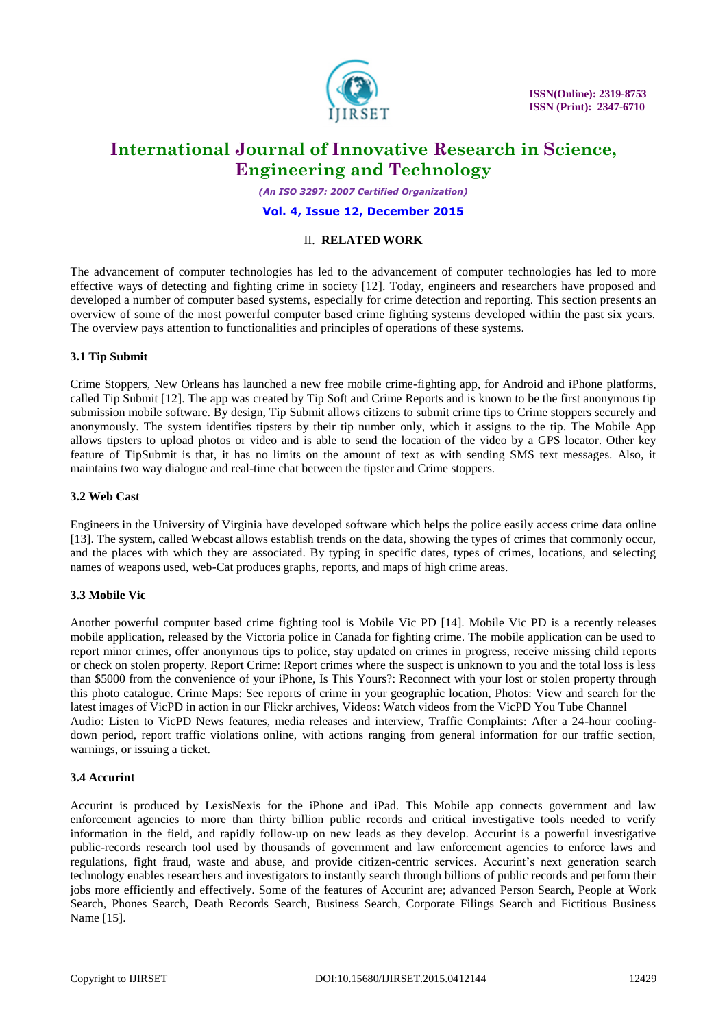## II. RELATED WORK

The advancement of computer technologies has led to the advancement of computer technologies has led to more effective ways of detecting and fighting crime in society [12]. Today, engineers and researchers have proposed and developed a number of computer based systems, especially for crime detection and reporting. This section presents an overview of some of the most powerful computer based crime fighting systems developed within the past six years. The overview pays attention to functionalities and principles of operations of these systems.

### 3.1 Tip Submit

Crime Stoppers, New Orleans has launched a new free mobile crime-fighting app, for Android and iPhone platforms, called Tip Submit [12]. The app was created by Tip Soft and Crime Reports and is known to be the first anonymous tip submission mobile software. By design, Tip Submit allows citizens to submit crime tips to Crime stoppers securely and anonymously. The system identifies tipsters by their tip number only, which it assigns to the tip. The Mobile App allows tipsters to upload photos or video and is able to send the location of the video by a GPS locator. Other key feature of TipSubmit is that, it has no limits on the amount of text as with sending SMS text messages. Also, it maintains two way dialogue and real-time chat between the tipster and Crime stoppers.

### 3.2 Web Cast

Engineers in the University of Virginia have developed software which helps the police easily access crime data online [13]. The system, called Webcast allows establish trends on the data, showing the types of crimes that commonly occur, and the places with which they are associated. By typing in specific dates, types of crimes, locations, and selecting names of weapons used, web-Cat produces graphs, reports, and maps of high crime areas.

### 3.3 Mobile Vic

Another powerful computer based crime fighting tool is Mobile Vic PD [14]. Mobile Vic PD is a recently releases mobile application, released by the Victoria police in Canada for fighting crime. The mobile application can be used to report minor crimes, offer anonymous tips to police, stay updated on crimes in progress, receive missing child reports or check on stolen property. Report Crime: Report crimes where the suspect is unknown to you and the total loss is less than $5000 from the convenience of your iPhone, Is This Yours?: Reconnect with your lost or stolen property through this photo catalogue. Crime Maps: See reports of crime in your geographic location, Photos: View and search for the latest images of VicPD in action in our Flickr archives, Videos: Watch videos from the VicPD You Tube Channel
Audio: Listen to VicPD News features, media releases and interview, Traffic Complaints: After a 24-hour cooling-down period, report traffic violations online, with actions ranging from general information for our traffic section, warnings, or issuing a ticket.

### 3.4 Accurint

Accurint is produced by LexisNexis for the iPhone and iPad. This Mobile app connects government and law enforcement agencies to more than thirty billion public records and critical investigative tools needed to verify information in the field, and rapidly follow-up on new leads as they develop. Accurint is a powerful investigative public-records research tool used by thousands of government and law enforcement agencies to enforce laws and regulations, fight fraud, waste and abuse, and provide citizen-centric services. Accurint's next generation search technology enables researchers and investigators to instantly search through billions of public records and perform their jobs more efficiently and effectively. Some of the features of Accurint are; advanced Person Search, People at Work Search, Phones Search, Death Records Search, Business Search, Corporate Filings Search and Fictitious Business Name [15].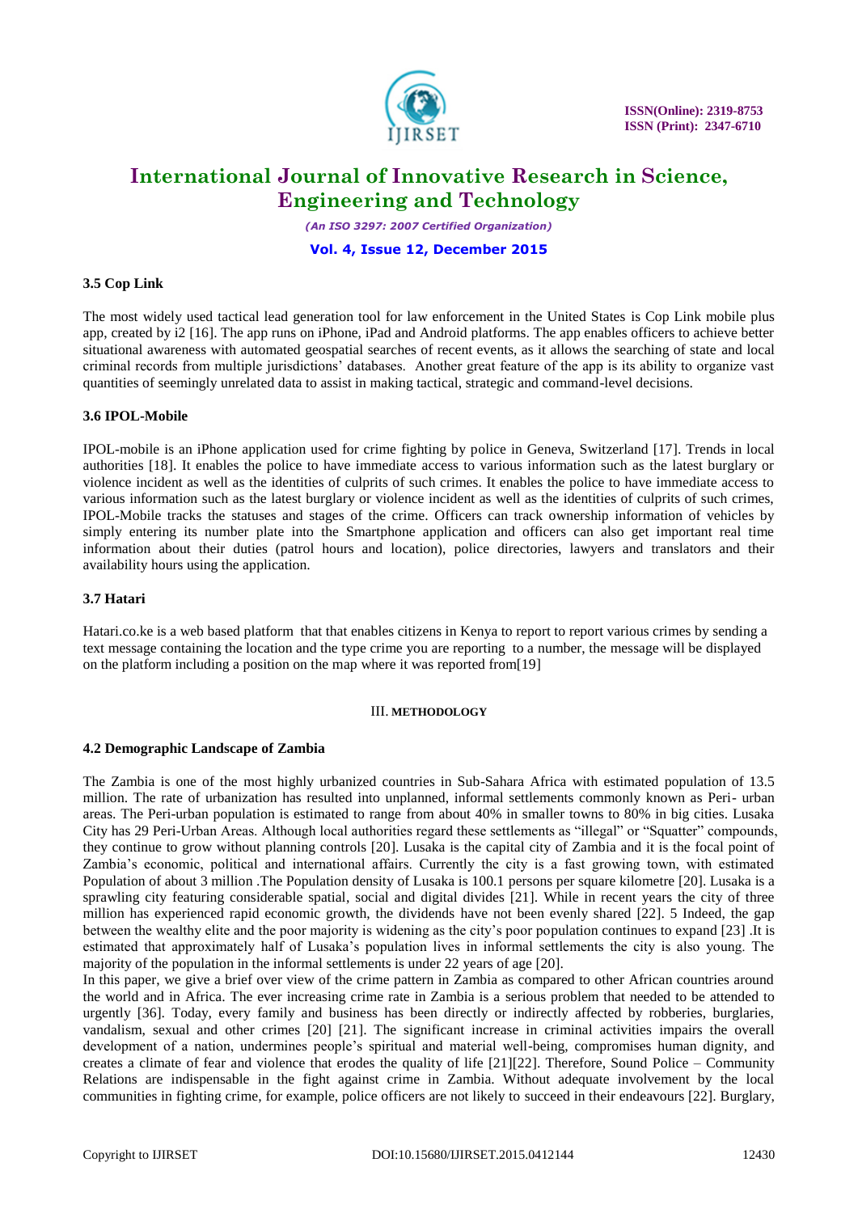### 3.5 Cop Link

The most widely used tactical lead generation tool for law enforcement in the United States is Cop Link mobile plus app, created by i2 [16]. The app runs on iPhone, iPad and Android platforms. The app enables officers to achieve better situational awareness with automated geospatial searches of recent events, as it allows the searching of state and local criminal records from multiple jurisdictions' databases. Another great feature of the app is its ability to organize vast quantities of seemingly unrelated data to assist in making tactical, strategic and command-level decisions.

### 3.6 IPOL-Mobile

IPOL-mobile is an iPhone application used for crime fighting by police in Geneva, Switzerland [17]. Trends in local authorities [18]. It enables the police to have immediate access to various information such as the latest burglary or violence incident as well as the identities of culprits of such crimes. It enables the police to have immediate access to various information such as the latest burglary or violence incident as well as the identities of culprits of such crimes, IPOL-Mobile tracks the statuses and stages of the crime. Officers can track ownership information of vehicles by simply entering its number plate into the Smartphone application and officers can also get important real time information about their duties (patrol hours and location), police directories, lawyers and translators and their availability hours using the application.

### 3.7 Hatari

Hatari.co.ke is a web based platform that that enables citizens in Kenya to report to report various crimes by sending a text message containing the location and the type crime you are reporting to a number, the message will be displayed on the platform including a position on the map where it was reported from[19]

## III. METHODOLOGY

### 4.2 Demographic Landscape of Zambia

The Zambia is one of the most highly urbanized countries in Sub-Sahara Africa with estimated population of 13.5 million. The rate of urbanization has resulted into unplanned, informal settlements commonly known as Peri- urban areas. The Peri-urban population is estimated to range from about 40% in smaller towns to 80% in big cities. Lusaka City has 29 Peri-Urban Areas. Although local authorities regard these settlements as "illegal" or "Squatter" compounds, they continue to grow without planning controls [20]. Lusaka is the capital city of Zambia and it is the focal point of Zambia's economic, political and international affairs. Currently the city is a fast growing town, with estimated Population of about 3 million .The Population density of Lusaka is 100.1 persons per square kilometre [20]. Lusaka is a sprawling city featuring considerable spatial, social and digital divides [21]. While in recent years the city of three million has experienced rapid economic growth, the dividends have not been evenly shared [22]. 5 Indeed, the gap between the wealthy elite and the poor majority is widening as the city's poor population continues to expand [23] .It is estimated that approximately half of Lusaka's population lives in informal settlements the city is also young. The majority of the population in the informal settlements is under 22 years of age [20].

In this paper, we give a brief over view of the crime pattern in Zambia as compared to other African countries around the world and in Africa. The ever increasing crime rate in Zambia is a serious problem that needed to be attended to urgently [36]. Today, every family and business has been directly or indirectly affected by robberies, burglaries, vandalism, sexual and other crimes [20] [21]. The significant increase in criminal activities impairs the overall development of a nation, undermines people's spiritual and material well-being, compromises human dignity, and creates a climate of fear and violence that erodes the quality of life [21][22]. Therefore, Sound Police – Community Relations are indispensable in the fight against crime in Zambia. Without adequate involvement by the local communities in fighting crime, for example, police officers are not likely to succeed in their endeavours [22]. Burglary,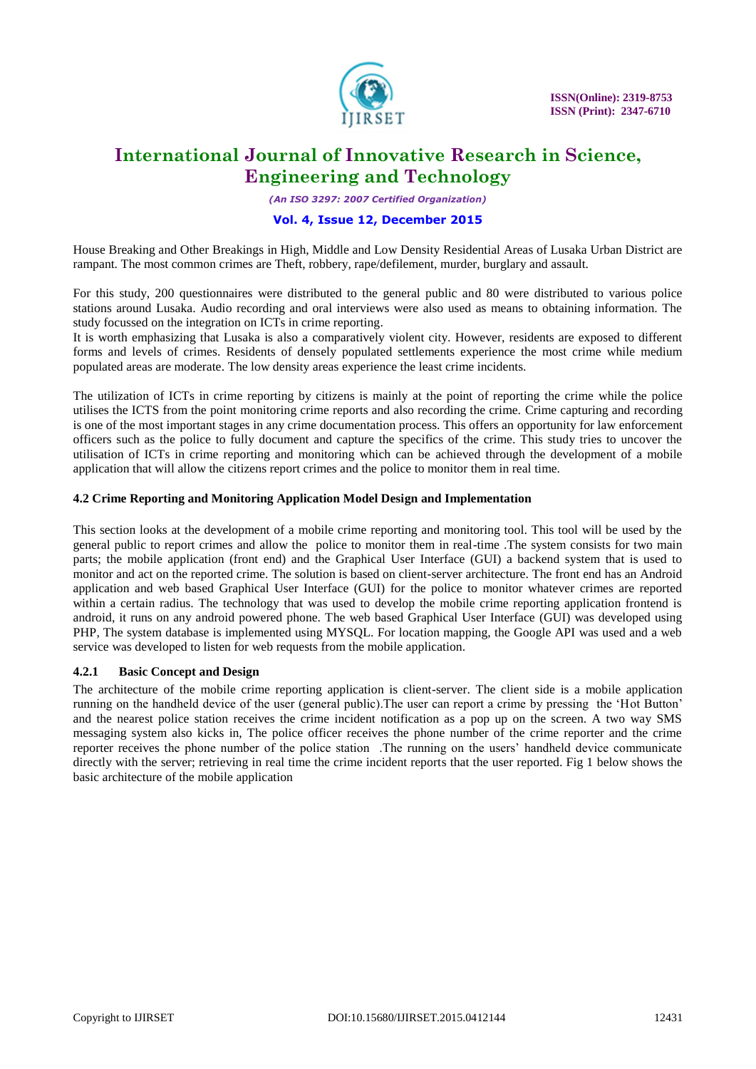House Breaking and Other Breakings in High, Middle and Low Density Residential Areas of Lusaka Urban District are rampant. The most common crimes are Theft, robbery, rape/defilement, murder, burglary and assault.

For this study, 200 questionnaires were distributed to the general public and 80 were distributed to various police stations around Lusaka. Audio recording and oral interviews were also used as means to obtaining information. The study focussed on the integration on ICTs in crime reporting.
It is worth emphasizing that Lusaka is also a comparatively violent city. However, residents are exposed to different forms and levels of crimes. Residents of densely populated settlements experience the most crime while medium populated areas are moderate. The low density areas experience the least crime incidents.

The utilization of ICTs in crime reporting by citizens is mainly at the point of reporting the crime while the police utilises the ICTS from the point monitoring crime reports and also recording the crime. Crime capturing and recording is one of the most important stages in any crime documentation process. This offers an opportunity for law enforcement officers such as the police to fully document and capture the specifics of the crime. This study tries to uncover the utilisation of ICTs in crime reporting and monitoring which can be achieved through the development of a mobile application that will allow the citizens report crimes and the police to monitor them in real time.

### 4.2 Crime Reporting and Monitoring Application Model Design and Implementation

This section looks at the development of a mobile crime reporting and monitoring tool. This tool will be used by the general public to report crimes and allow the police to monitor them in real-time .The system consists for two main parts; the mobile application (front end) and the Graphical User Interface (GUI) a backend system that is used to monitor and act on the reported crime. The solution is based on client-server architecture. The front end has an Android application and web based Graphical User Interface (GUI) for the police to monitor whatever crimes are reported within a certain radius. The technology that was used to develop the mobile crime reporting application frontend is android, it runs on any android powered phone. The web based Graphical User Interface (GUI) was developed using PHP, The system database is implemented using MYSQL. For location mapping, the Google API was used and a web service was developed to listen for web requests from the mobile application.

#### 4.2.1 Basic Concept and Design

The architecture of the mobile crime reporting application is client-server. The client side is a mobile application running on the handheld device of the user (general public).The user can report a crime by pressing the 'Hot Button' and the nearest police station receives the crime incident notification as a pop up on the screen. A two way SMS messaging system also kicks in, The police officer receives the phone number of the crime reporter and the crime reporter receives the phone number of the police station .The running on the users' handheld device communicate directly with the server; retrieving in real time the crime incident reports that the user reported. Fig 1 below shows the basic architecture of the mobile application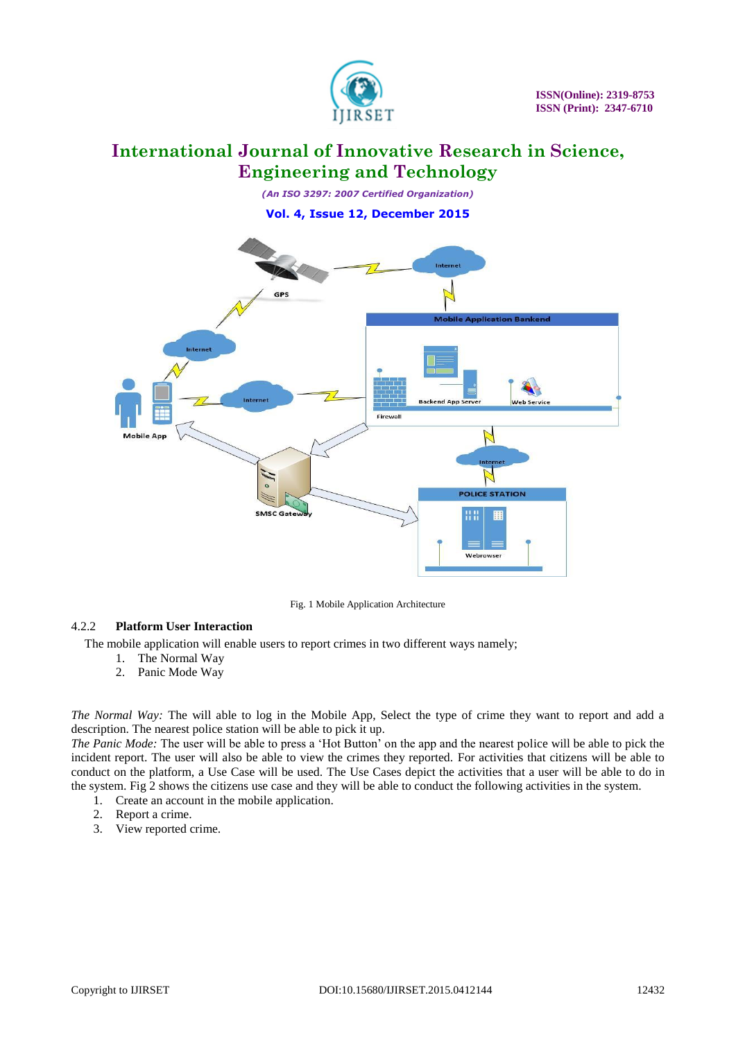Fig. 1 Mobile Application Architecture

### 4.2.2 Platform User Interaction

The mobile application will enable users to report crimes in two different ways namely;

1. The Normal Way
2. Panic Mode Way

*The Normal Way:* The will able to log in the Mobile App, Select the type of crime they want to report and add a description. The nearest police station will be able to pick it up.

*The Panic Mode:* The user will be able to press a 'Hot Button' on the app and the nearest police will be able to pick the incident report. The user will also be able to view the crimes they reported. For activities that citizens will be able to conduct on the platform, a Use Case will be used. The Use Cases depict the activities that a user will be able to do in the system. Fig 2 shows the citizens use case and they will be able to conduct the following activities in the system.

1. Create an account in the mobile application.
2. Report a crime.
3. View reported crime.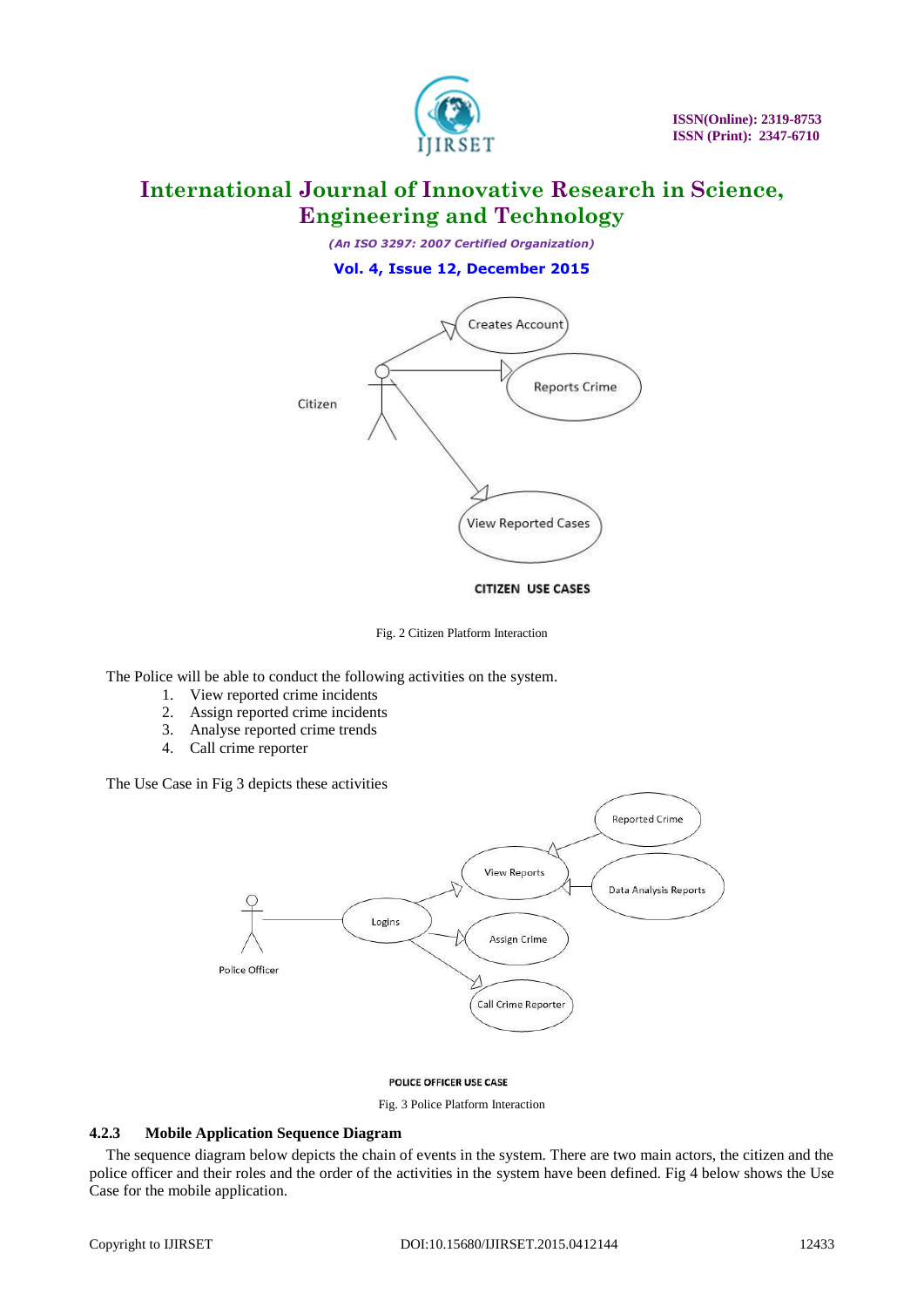CITIZEN USE CASES

Fig. 2 Citizen Platform Interaction

The Police will be able to conduct the following activities on the system.

1. View reported crime incidents
2. Assign reported crime incidents
3. Analyse reported crime trends
4. Call crime reporter

The Use Case in Fig 3 depicts these activities

POLICE OFFICER USE CASE

Fig. 3 Police Platform Interaction

### 4.2.3 Mobile Application Sequence Diagram

The sequence diagram below depicts the chain of events in the system. There are two main actors, the citizen and the police officer and their roles and the order of the activities in the system have been defined. Fig 4 below shows the Use Case for the mobile application.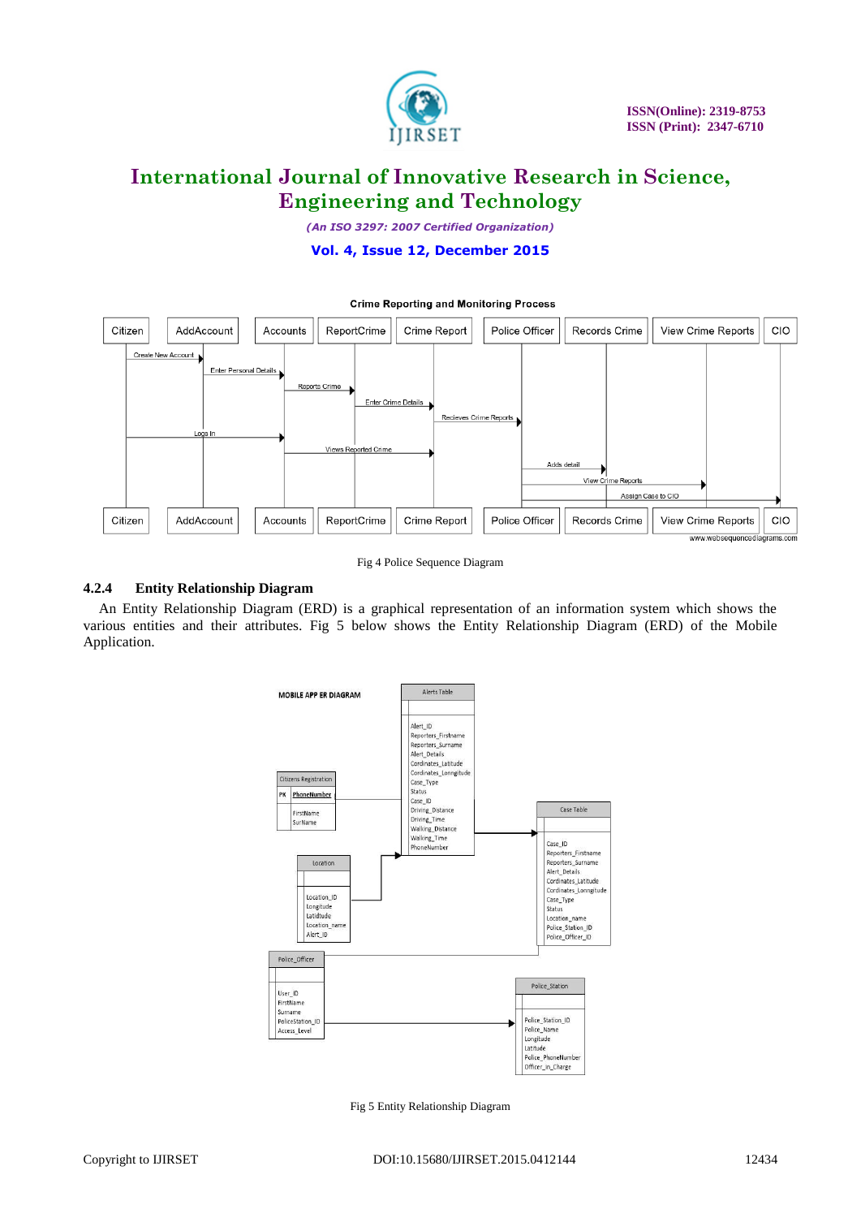Fig 4 Police Sequence Diagram

### 4.2.4 Entity Relationship Diagram

An Entity Relationship Diagram (ERD) is a graphical representation of an information system which shows the various entities and their attributes. Fig 5 below shows the Entity Relationship Diagram (ERD) of the Mobile Application.

Fig 5 Entity Relationship Diagram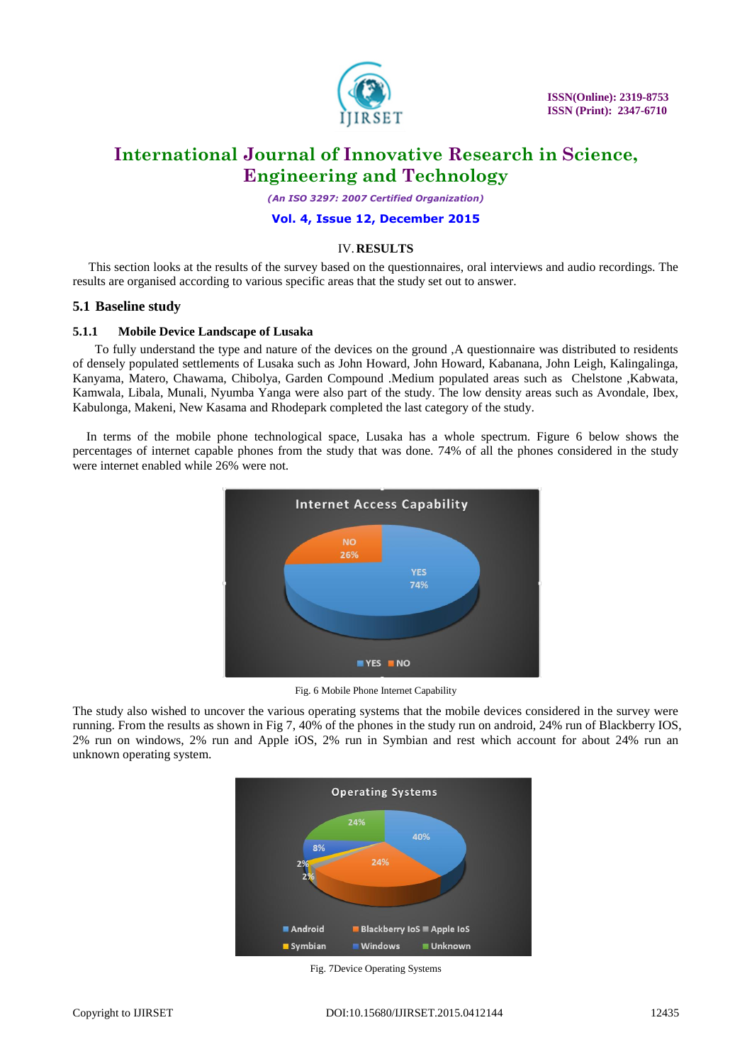## IV. RESULTS

This section looks at the results of the survey based on the questionnaires, oral interviews and audio recordings. The results are organised according to various specific areas that the study set out to answer.

### 5.1 Baseline study

#### 5.1.1 Mobile Device Landscape of Lusaka

To fully understand the type and nature of the devices on the ground ,A questionnaire was distributed to residents of densely populated settlements of Lusaka such as John Howard, John Howard, Kabanana, John Leigh, Kalingalinga, Kanyama, Matero, Chawama, Chibolya, Garden Compound .Medium populated areas such as Chelstone ,Kabwata, Kamwala, Libala, Munali, Nyumba Yanga were also part of the study. The low density areas such as Avondale, Ibex, Kabulonga, Makeni, New Kasama and Rhodepark completed the last category of the study.

In terms of the mobile phone technological space, Lusaka has a whole spectrum. Figure 6 below shows the percentages of internet capable phones from the study that was done. 74% of all the phones considered in the study were internet enabled while 26% were not.

Fig. 6 Mobile Phone Internet Capability

The study also wished to uncover the various operating systems that the mobile devices considered in the survey were running. From the results as shown in Fig 7, 40% of the phones in the study run on android, 24% run of Blackberry IOS, 2% run on windows, 2% run and Apple iOS, 2% run in Symbian and rest which account for about 24% run an unknown operating system.

Fig. 7Device Operating Systems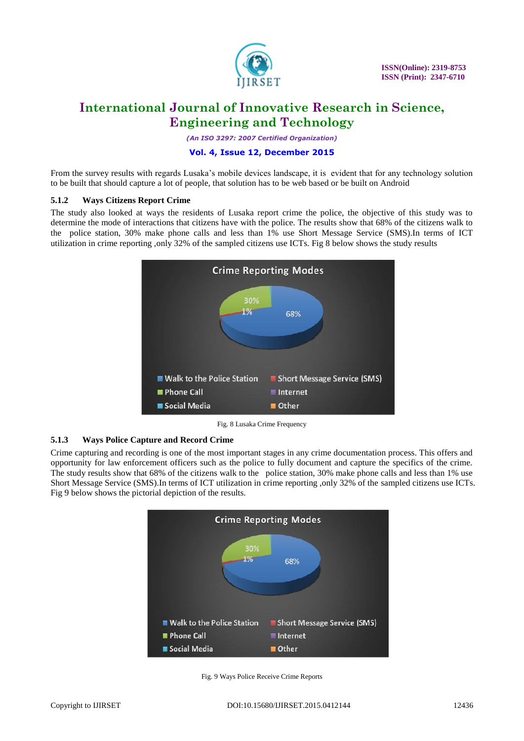From the survey results with regards Lusaka's mobile devices landscape, it is evident that for any technology solution to be built that should capture a lot of people, that solution has to be web based or be built on Android

### 5.1.2 Ways Citizens Report Crime

The study also looked at ways the residents of Lusaka report crime the police, the objective of this study was to determine the mode of interactions that citizens have with the police. The results show that 68% of the citizens walk to the police station, 30% make phone calls and less than 1% use Short Message Service (SMS).In terms of ICT utilization in crime reporting ,only 32% of the sampled citizens use ICTs. Fig 8 below shows the study results

Fig. 8 Lusaka Crime Frequency

### 5.1.3 Ways Police Capture and Record Crime

Crime capturing and recording is one of the most important stages in any crime documentation process. This offers and opportunity for law enforcement officers such as the police to fully document and capture the specifics of the crime. The study results show that 68% of the citizens walk to the police station, 30% make phone calls and less than 1% use Short Message Service (SMS).In terms of ICT utilization in crime reporting ,only 32% of the sampled citizens use ICTs. Fig 9 below shows the pictorial depiction of the results.

Fig. 9 Ways Police Receive Crime Reports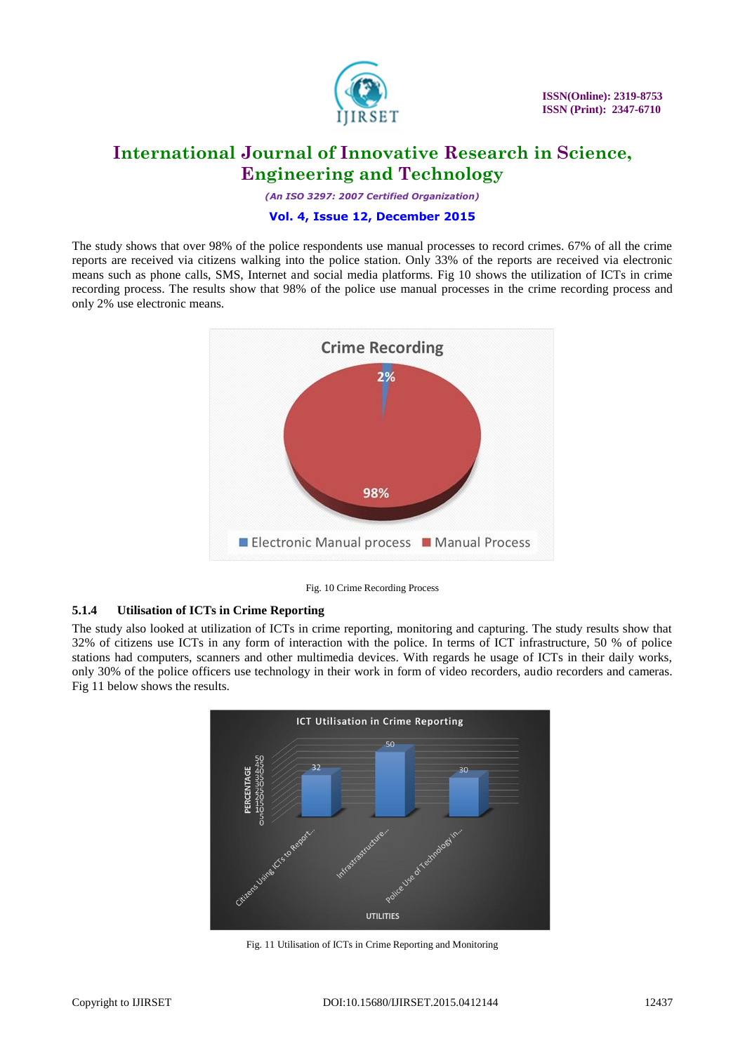The study shows that over 98% of the police respondents use manual processes to record crimes. 67% of all the crime reports are received via citizens walking into the police station. Only 33% of the reports are received via electronic means such as phone calls, SMS, Internet and social media platforms. Fig 10 shows the utilization of ICTs in crime recording process. The results show that 98% of the police use manual processes in the crime recording process and only 2% use electronic means.

Fig. 10 Crime Recording Process

### 5.1.4 Utilisation of ICTs in Crime Reporting

The study also looked at utilization of ICTs in crime reporting, monitoring and capturing. The study results show that 32% of citizens use ICTs in any form of interaction with the police. In terms of ICT infrastructure, 50 % of police stations had computers, scanners and other multimedia devices. With regards he usage of ICTs in their daily works, only 30% of the police officers use technology in their work in form of video recorders, audio recorders and cameras. Fig 11 below shows the results.

Fig. 11 Utilisation of ICTs in Crime Reporting and Monitoring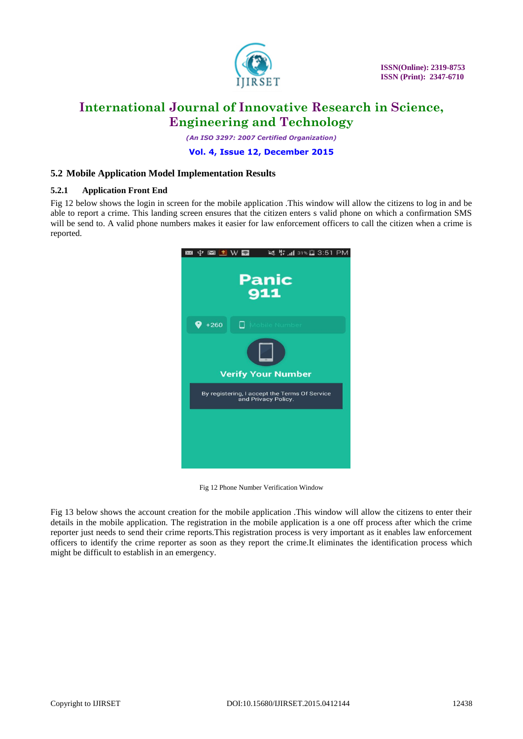## 5.2 Mobile Application Model Implementation Results

### 5.2.1 Application Front End

Fig 12 below shows the login in screen for the mobile application .This window will allow the citizens to log in and be able to report a crime. This landing screen ensures that the citizen enters s valid phone on which a confirmation SMS will be send to. A valid phone numbers makes it easier for law enforcement officers to call the citizen when a crime is reported.

Fig 12 Phone Number Verification Window

Fig 13 below shows the account creation for the mobile application .This window will allow the citizens to enter their details in the mobile application. The registration in the mobile application is a one off process after which the crime reporter just needs to send their crime reports.This registration process is very important as it enables law enforcement officers to identify the crime reporter as soon as they report the crime.It eliminates the identification process which might be difficult to establish in an emergency.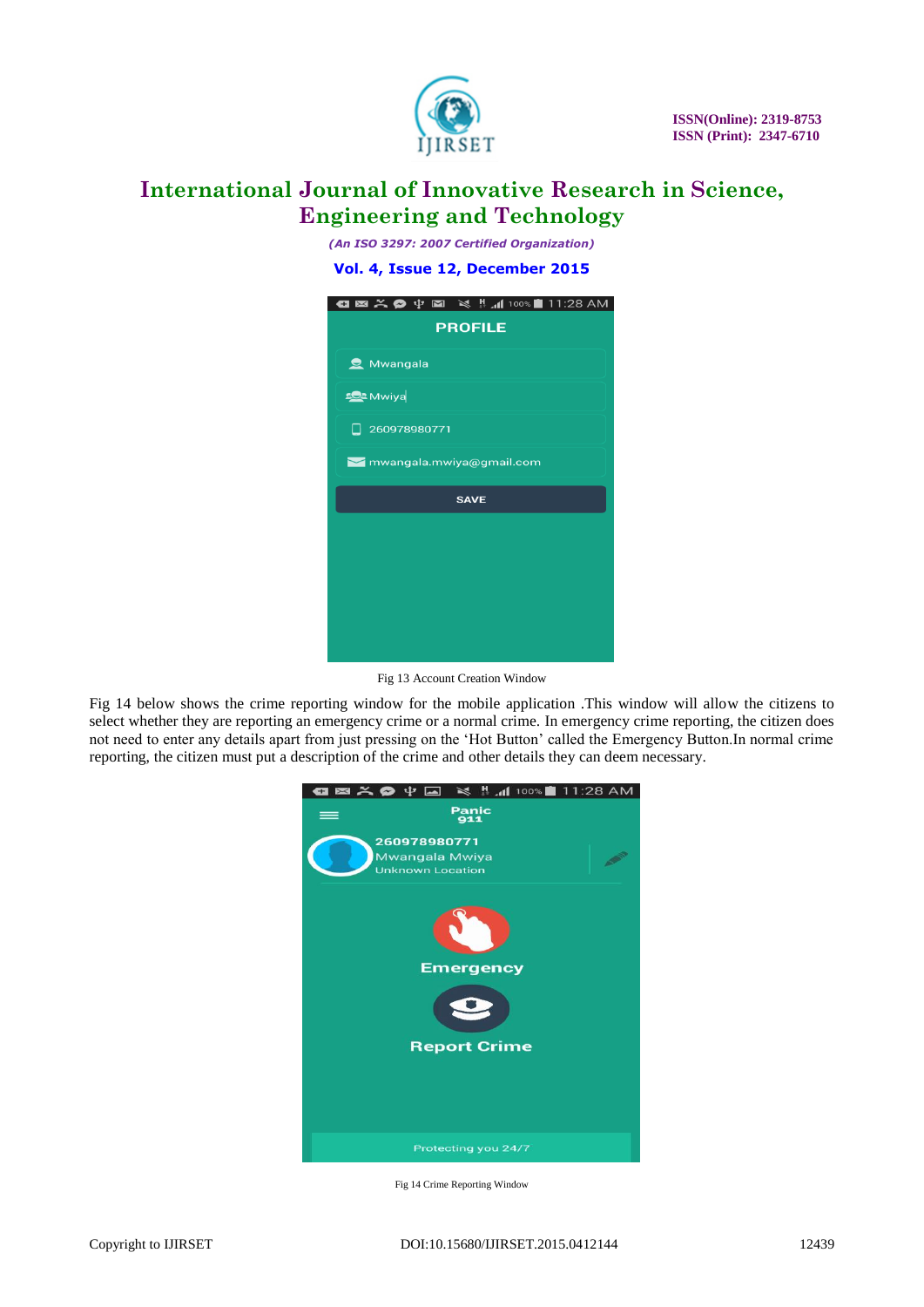Fig 13 Account Creation Window

Fig 14 below shows the crime reporting window for the mobile application .This window will allow the citizens to select whether they are reporting an emergency crime or a normal crime. In emergency crime reporting, the citizen does not need to enter any details apart from just pressing on the 'Hot Button' called the Emergency Button.In normal crime reporting, the citizen must put a description of the crime and other details they can deem necessary.

Fig 14 Crime Reporting Window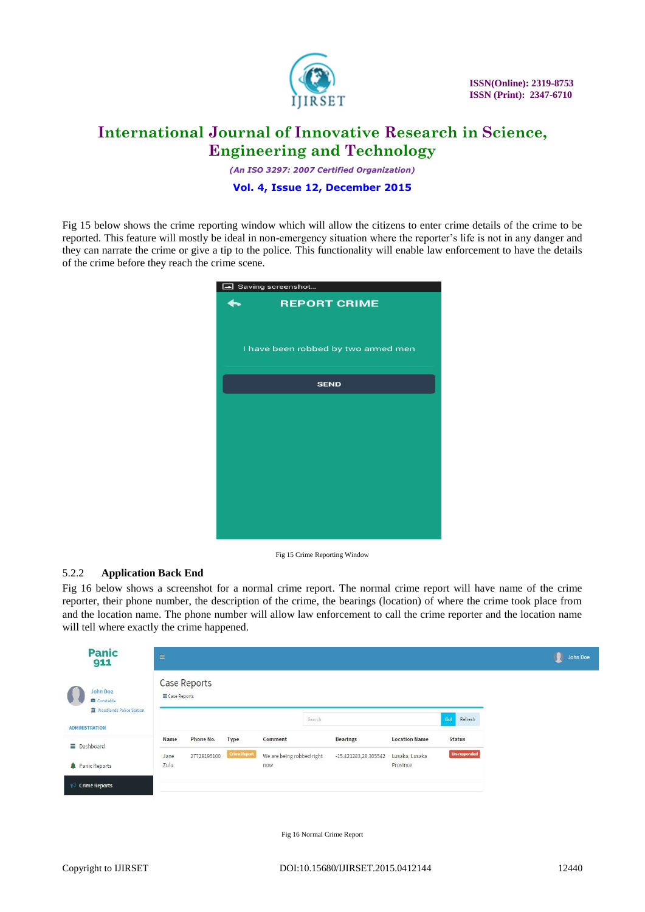Fig 15 below shows the crime reporting window which will allow the citizens to enter crime details of the crime to be reported. This feature will mostly be ideal in non-emergency situation where the reporter's life is not in any danger and they can narrate the crime or give a tip to the police. This functionality will enable law enforcement to have the details of the crime before they reach the crime scene.

Fig 15 Crime Reporting Window

### 5.2.2 Application Back End

Fig 16 below shows a screenshot for a normal crime report. The normal crime report will have name of the crime reporter, their phone number, the description of the crime, the bearings (location) of where the crime took place from and the location name. The phone number will allow law enforcement to call the crime reporter and the location name will tell where exactly the crime happened.

Fig 16 Normal Crime Report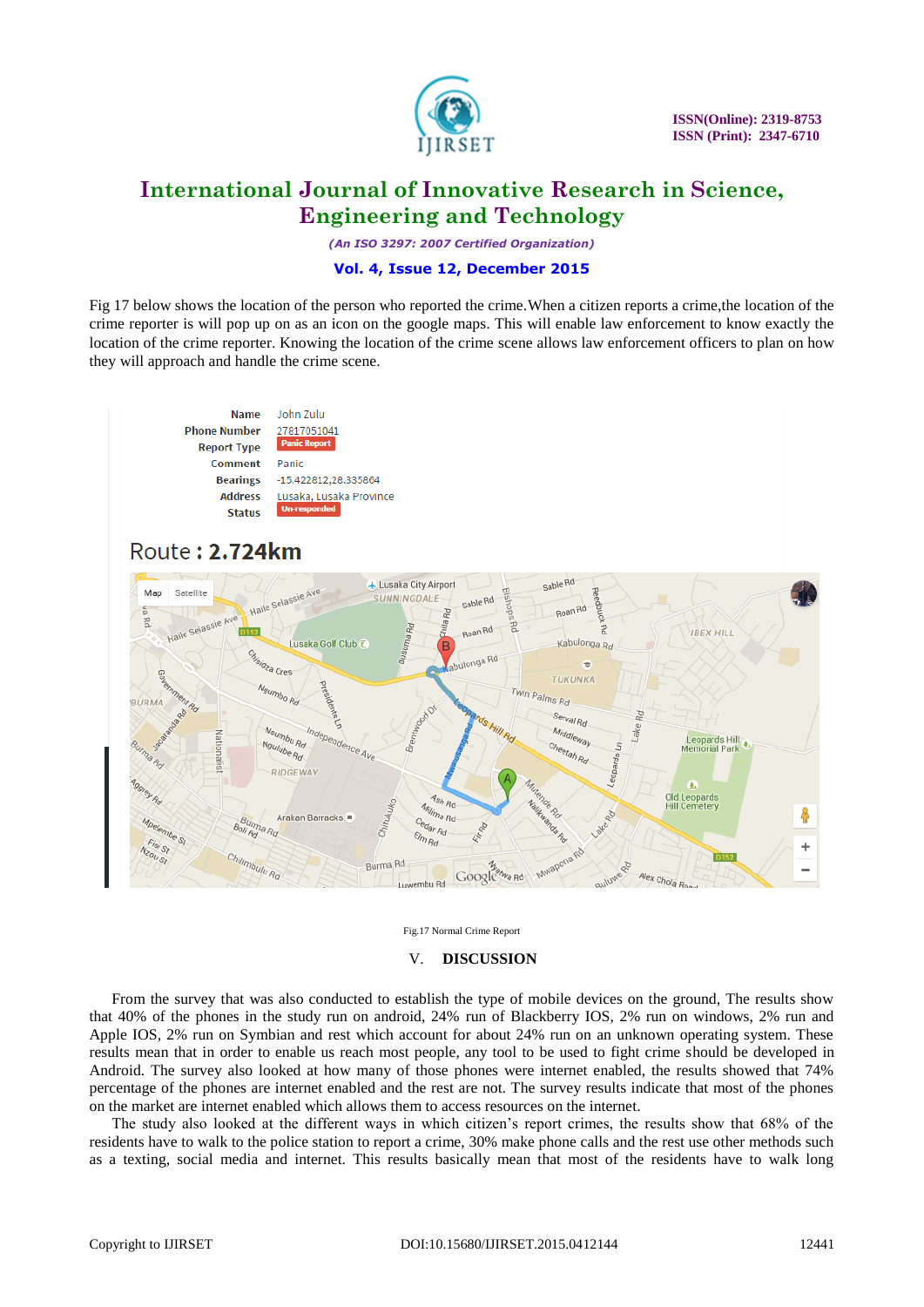Fig 17 below shows the location of the person who reported the crime.When a citizen reports a crime,the location of the crime reporter is will pop up on as an icon on the google maps. This will enable law enforcement to know exactly the location of the crime reporter. Knowing the location of the crime scene allows law enforcement officers to plan on how they will approach and handle the crime scene.

| | |
|---|---|
| Name | John Zulu |
| Phone Number | 27817051041 |
| Report Type | Panic Report |
| Comment | Panic |
| Bearings | -15.422812,28.335864 |
| Address | Lusaka, Lusaka Province |
| Status | Un-responded |

Route : **2.724km**

Fig.17 Normal Crime Report

## V. DISCUSSION

From the survey that was also conducted to establish the type of mobile devices on the ground, The results show that 40% of the phones in the study run on android, 24% run of Blackberry IOS, 2% run on windows, 2% run and Apple IOS, 2% run on Symbian and rest which account for about 24% run on an unknown operating system. These results mean that in order to enable us reach most people, any tool to be used to fight crime should be developed in Android. The survey also looked at how many of those phones were internet enabled, the results showed that 74% percentage of the phones are internet enabled and the rest are not. The survey results indicate that most of the phones on the market are internet enabled which allows them to access resources on the internet.

The study also looked at the different ways in which citizen's report crimes, the results show that 68% of the residents have to walk to the police station to report a crime, 30% make phone calls and the rest use other methods such as a texting, social media and internet. This results basically mean that most of the residents have to walk long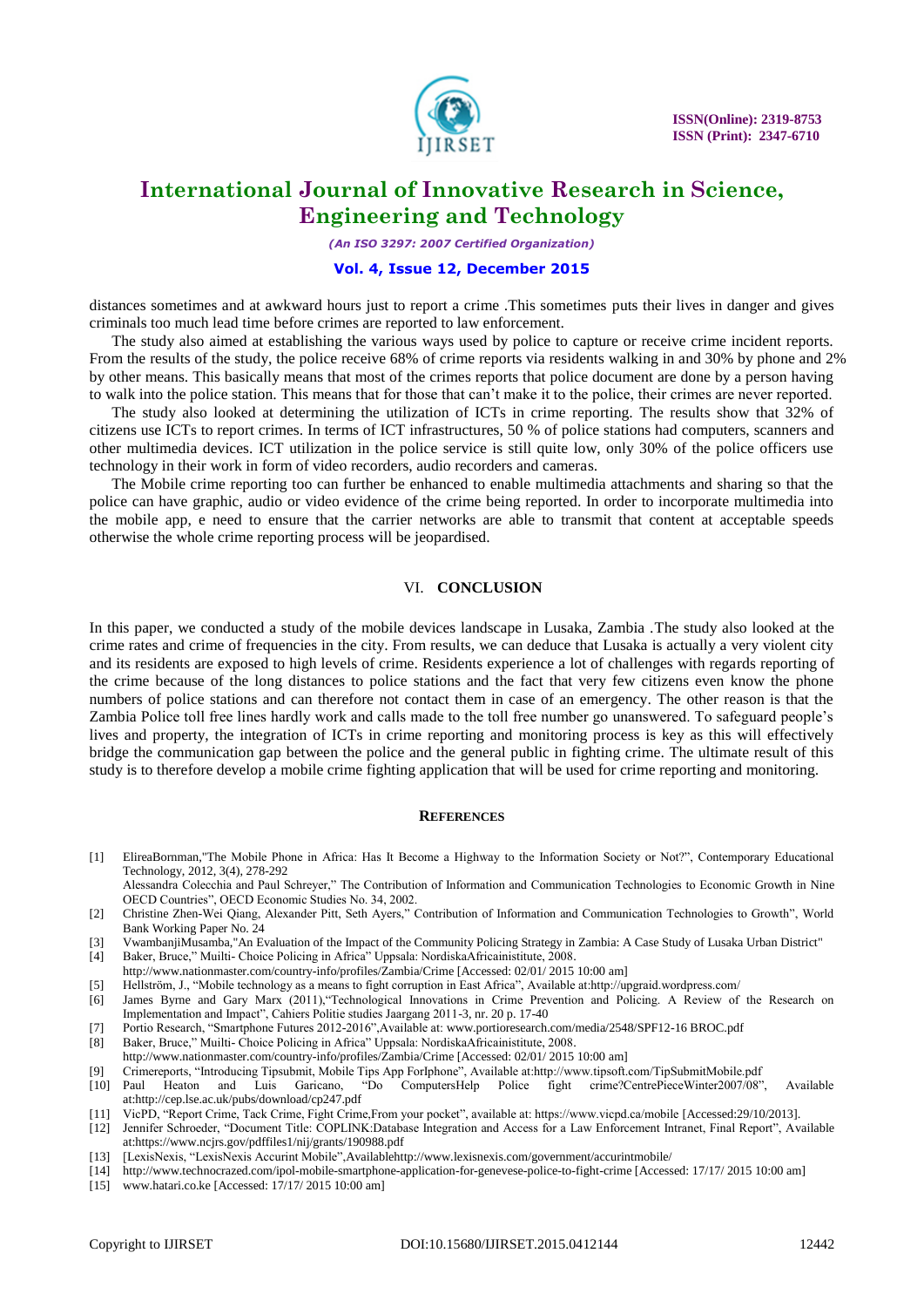distances sometimes and at awkward hours just to report a crime .This sometimes puts their lives in danger and gives criminals too much lead time before crimes are reported to law enforcement.

The study also aimed at establishing the various ways used by police to capture or receive crime incident reports. From the results of the study, the police receive 68% of crime reports via residents walking in and 30% by phone and 2% by other means. This basically means that most of the crimes reports that police document are done by a person having to walk into the police station. This means that for those that can't make it to the police, their crimes are never reported.

The study also looked at determining the utilization of ICTs in crime reporting. The results show that 32% of citizens use ICTs to report crimes. In terms of ICT infrastructures, 50 % of police stations had computers, scanners and other multimedia devices. ICT utilization in the police service is still quite low, only 30% of the police officers use technology in their work in form of video recorders, audio recorders and cameras.

The Mobile crime reporting too can further be enhanced to enable multimedia attachments and sharing so that the police can have graphic, audio or video evidence of the crime being reported. In order to incorporate multimedia into the mobile app, e need to ensure that the carrier networks are able to transmit that content at acceptable speeds otherwise the whole crime reporting process will be jeopardised.

## VI. CONCLUSION

In this paper, we conducted a study of the mobile devices landscape in Lusaka, Zambia .The study also looked at the crime rates and crime of frequencies in the city. From results, we can deduce that Lusaka is actually a very violent city and its residents are exposed to high levels of crime. Residents experience a lot of challenges with regards reporting of the crime because of the long distances to police stations and the fact that very few citizens even know the phone numbers of police stations and can therefore not contact them in case of an emergency. The other reason is that the Zambia Police toll free lines hardly work and calls made to the toll free number go unanswered. To safeguard people's lives and property, the integration of ICTs in crime reporting and monitoring process is key as this will effectively bridge the communication gap between the police and the general public in fighting crime. The ultimate result of this study is to therefore develop a mobile crime fighting application that will be used for crime reporting and monitoring.

## REFERENCES

[1] ElireaBornman,"The Mobile Phone in Africa: Has It Become a Highway to the Information Society or Not?", Contemporary Educational Technology, 2012, 3(4), 278-292
Alessandra Colecchia and Paul Schreyer," The Contribution of Information and Communication Technologies to Economic Growth in Nine OECD Countries", OECD Economic Studies No. 34, 2002.

[2] Christine Zhen-Wei Qiang, Alexander Pitt, Seth Ayers," Contribution of Information and Communication Technologies to Growth", World Bank Working Paper No. 24

[3] VwambanjiMusamba,"An Evaluation of the Impact of the Community Policing Strategy in Zambia: A Case Study of Lusaka Urban District"

[4] Baker, Bruce," Muilti- Choice Policing in Africa" Uppsala: NordiskaAfricainistitute, 2008.
http://www.nationmaster.com/country-info/profiles/Zambia/Crime [Accessed: 02/01/ 2015 10:00 am]

[5] Hellström, J., "Mobile technology as a means to fight corruption in East Africa", Available at:http://upgraid.wordpress.com/

[6] James Byrne and Gary Marx (2011),"Technological Innovations in Crime Prevention and Policing. A Review of the Research on Implementation and Impact", Cahiers Politie studies Jaargang 2011-3, nr. 20 p. 17-40

[7] Portio Research, "Smartphone Futures 2012-2016",Available at: www.portioresearch.com/media/2548/SPF12-16 BROC.pdf

[8] Baker, Bruce," Muilti- Choice Policing in Africa" Uppsala: NordiskaAfricainistitute, 2008.
http://www.nationmaster.com/country-info/profiles/Zambia/Crime [Accessed: 02/01/ 2015 10:00 am]

[9] Crimereports, "Introducing Tipsubmit, Mobile Tips App ForIphone", Available at:http://www.tipsoft.com/TipSubmitMobile.pdf

[10] Paul Heaton and Luis Garicano, "Do ComputersHelp Police fight crime?CentrePieceWinter2007/08", Available at:http://cep.lse.ac.uk/pubs/download/cp247.pdf

[11] VicPD, "Report Crime, Tack Crime, Fight Crime,From your pocket", available at: https://www.vicpd.ca/mobile [Accessed:29/10/2013].

[12] Jennifer Schroeder, "Document Title: COPLINK:Database Integration and Access for a Law Enforcement Intranet, Final Report", Available at:https://www.ncjrs.gov/pdffiles1/nij/grants/190988.pdf

[13] [LexisNexis, "LexisNexis Accurint Mobile",Availablehttp://www.lexisnexis.com/government/accurintmobile/

[14] http://www.technocrazed.com/ipol-mobile-smartphone-application-for-genevese-police-to-fight-crime [Accessed: 17/17/ 2015 10:00 am]

[15] www.hatari.co.ke [Accessed: 17/17/ 2015 10:00 am]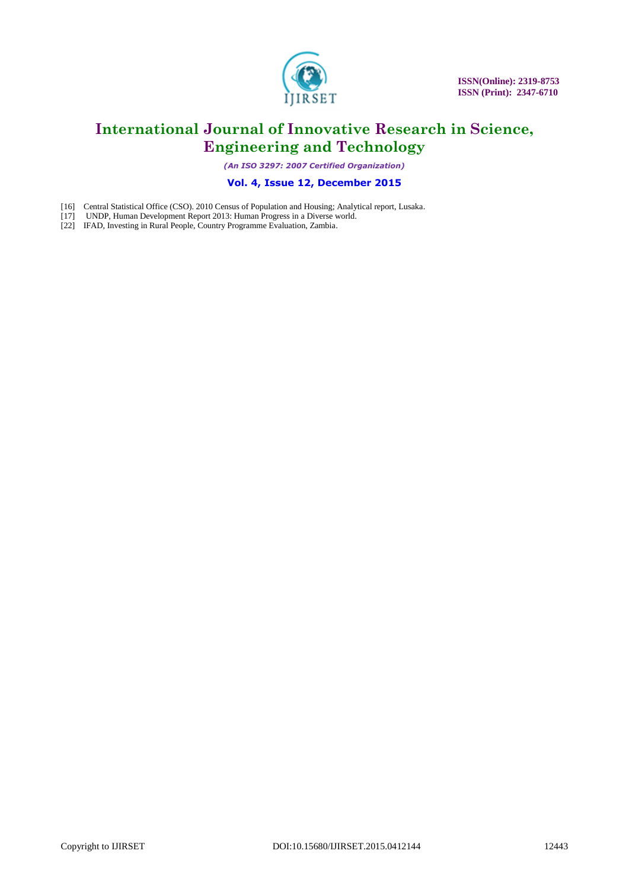[16] Central Statistical Office (CSO). 2010 Census of Population and Housing; Analytical report, Lusaka.
[17] UNDP, Human Development Report 2013: Human Progress in a Diverse world.
[22] IFAD, Investing in Rural People, Country Programme Evaluation, Zambia.